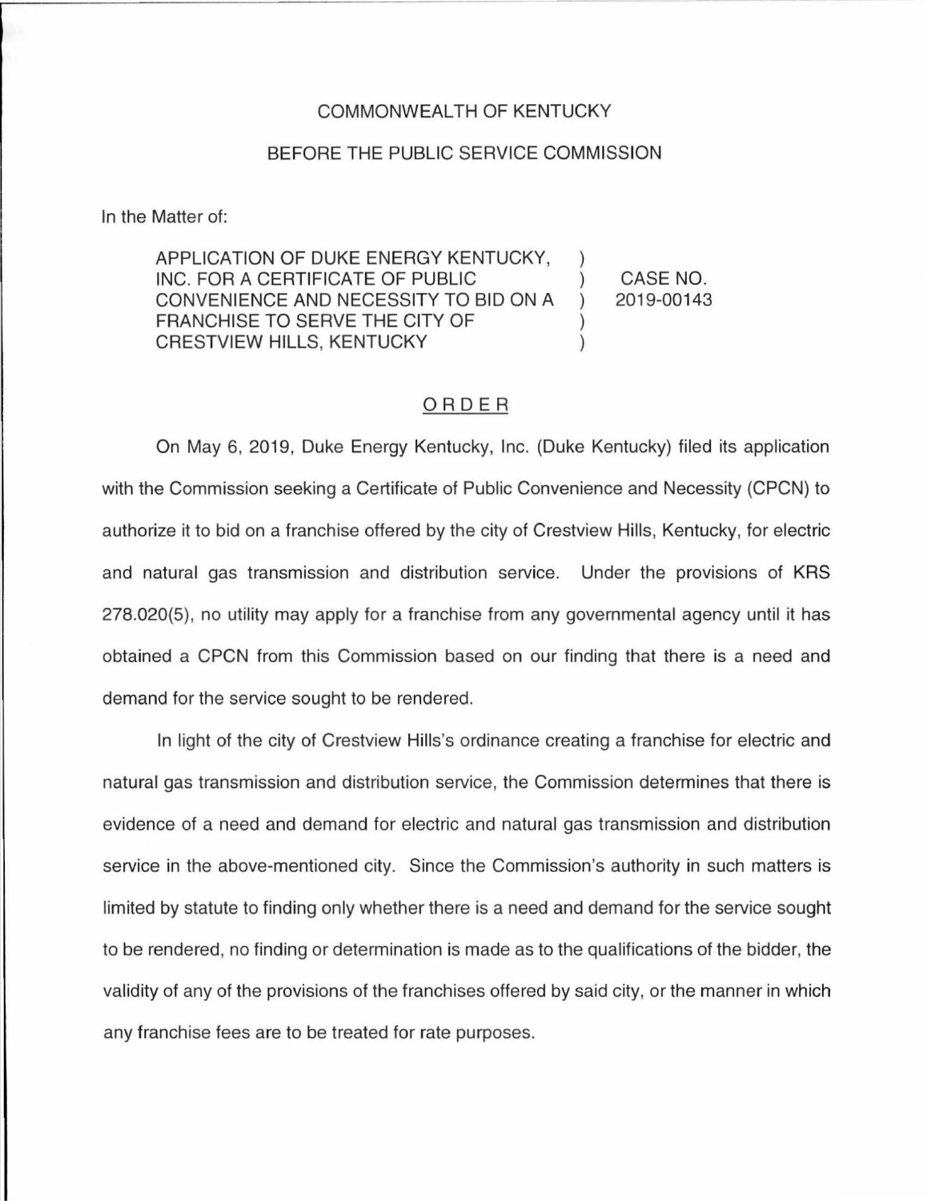COMMONWEALTH OF KENTUCKY

BEFORE THE PUBLIC SERVICE COMMISSION

In the Matter of:

| | | |
|---|---|---|
| APPLICATION OF DUKE ENERGY KENTUCKY, INC. FOR A CERTIFICATE OF PUBLIC CONVENIENCE AND NECESSITY TO BID ON A FRANCHISE TO SERVE THE CITY OF CRESTVIEW HILLS, KENTUCKY | ) ) ) ) ) | CASE NO. 2019-00143 |

## ORDER

On May 6, 2019, Duke Energy Kentucky, Inc. (Duke Kentucky) filed its application with the Commission seeking a Certificate of Public Convenience and Necessity (CPCN) to authorize it to bid on a franchise offered by the city of Crestview Hills, Kentucky, for electric and natural gas transmission and distribution service. Under the provisions of KRS 278.020(5), no utility may apply for a franchise from any governmental agency until it has obtained a CPCN from this Commission based on our finding that there is a need and demand for the service sought to be rendered.

In light of the city of Crestview Hills's ordinance creating a franchise for electric and natural gas transmission and distribution service, the Commission determines that there is evidence of a need and demand for electric and natural gas transmission and distribution service in the above-mentioned city. Since the Commission's authority in such matters is limited by statute to finding only whether there is a need and demand for the service sought to be rendered, no finding or determination is made as to the qualifications of the bidder, the validity of any of the provisions of the franchises offered by said city, or the manner in which any franchise fees are to be treated for rate purposes.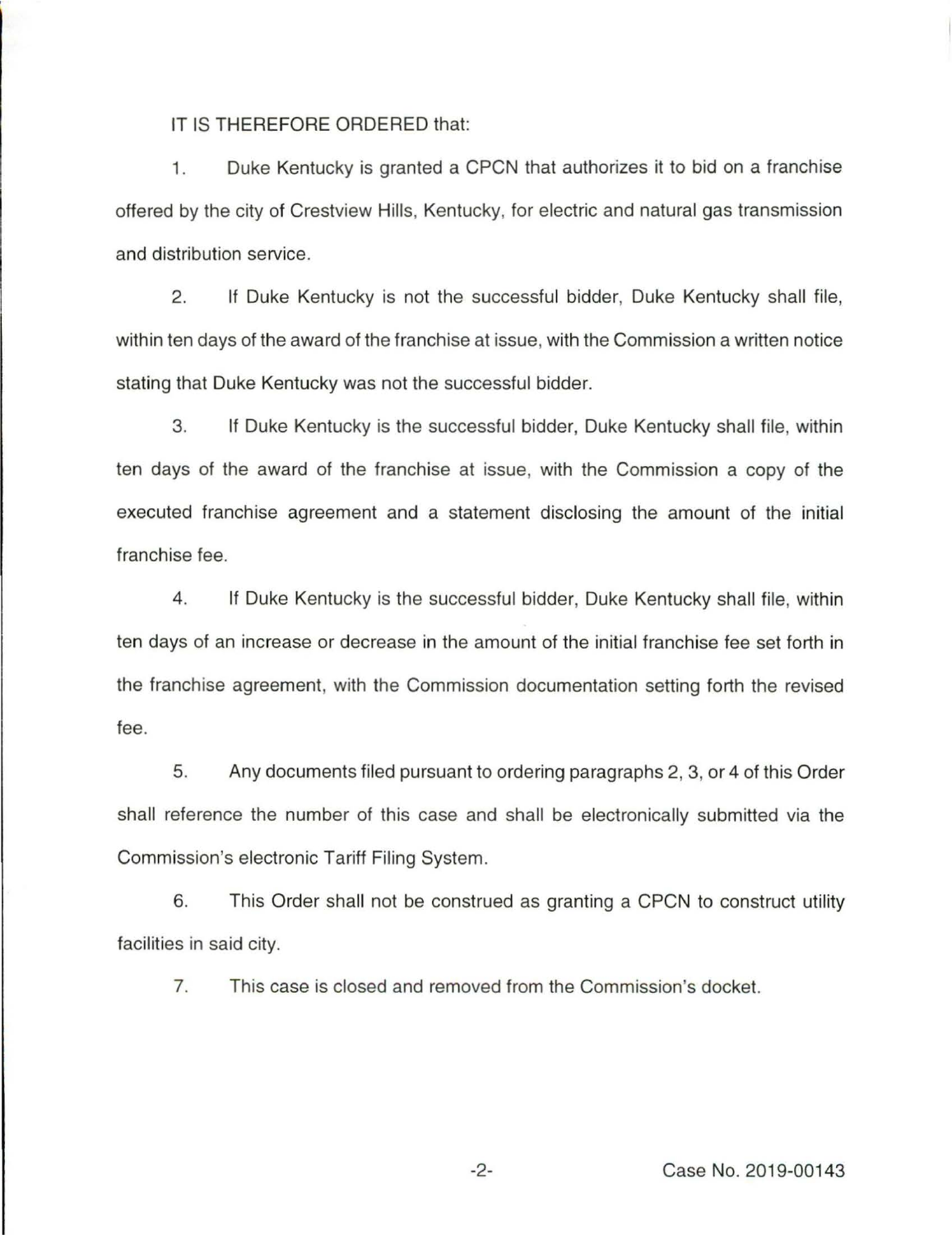IT IS THEREFORE ORDERED that:

1. Duke Kentucky is granted a CPCN that authorizes it to bid on a franchise offered by the city of Crestview Hills, Kentucky, for electric and natural gas transmission and distribution service.

2. If Duke Kentucky is not the successful bidder, Duke Kentucky shall file, within ten days of the award of the franchise at issue, with the Commission a written notice stating that Duke Kentucky was not the successful bidder.

3. If Duke Kentucky is the successful bidder, Duke Kentucky shall file, within ten days of the award of the franchise at issue, with the Commission a copy of the executed franchise agreement and a statement disclosing the amount of the initial franchise fee.

4. If Duke Kentucky is the successful bidder, Duke Kentucky shall file, within ten days of an increase or decrease in the amount of the initial franchise fee set forth in the franchise agreement, with the Commission documentation setting forth the revised fee.

5. Any documents filed pursuant to ordering paragraphs 2, 3, or 4 of this Order shall reference the number of this case and shall be electronically submitted via the Commission's electronic Tariff Filing System.

6. This Order shall not be construed as granting a CPCN to construct utility facilities in said city.

7. This case is closed and removed from the Commission's docket.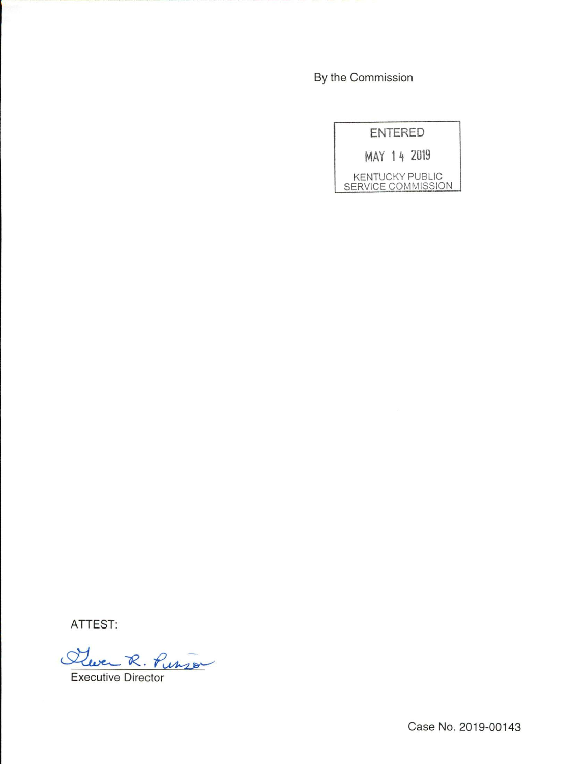By the Commission

ENTERED

MAY 14 2019

KENTUCKY PUBLIC SERVICE COMMISSION

ATTEST:

Gwen R. Pinson

Executive Director

Case No. 2019-00143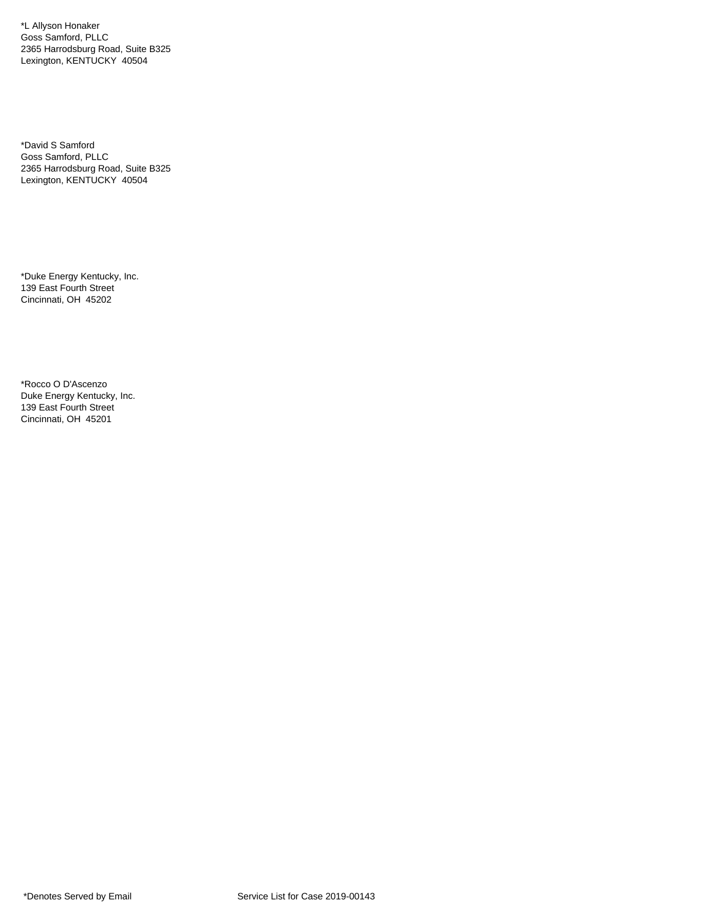*L Allyson Honaker
Goss Samford, PLLC
2365 Harrodsburg Road, Suite B325
Lexington, KENTUCKY  40504

*David S Samford
Goss Samford, PLLC
2365 Harrodsburg Road, Suite B325
Lexington, KENTUCKY  40504

*Duke Energy Kentucky, Inc.
139 East Fourth Street
Cincinnati, OH  45202

*Rocco O D'Ascenzo
Duke Energy Kentucky, Inc.
139 East Fourth Street
Cincinnati, OH  45201

*Denotes Served by Email          Service List for Case 2019-00143